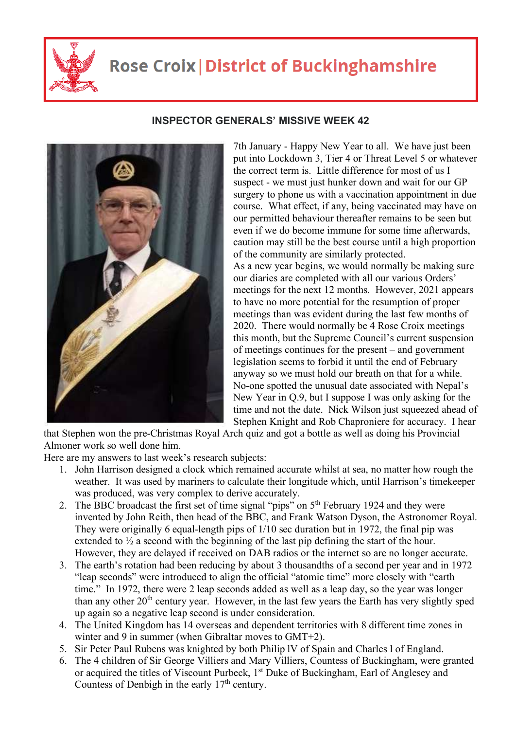# Rose Croix | District of Buckinghamshire

## INSPECTOR GENERALS' MISSIVE WEEK 42

7th January - Happy New Year to all. We have just been put into Lockdown 3, Tier 4 or Threat Level 5 or whatever the correct term is. Little difference for most of us I suspect - we must just hunker down and wait for our GP surgery to phone us with a vaccination appointment in due course. What effect, if any, being vaccinated may have on our permitted behaviour thereafter remains to be seen but even if we do become immune for some time afterwards, caution may still be the best course until a high proportion of the community are similarly protected.

As a new year begins, we would normally be making sure our diaries are completed with all our various Orders' meetings for the next 12 months. However, 2021 appears to have no more potential for the resumption of proper meetings than was evident during the last few months of 2020. There would normally be 4 Rose Croix meetings this month, but the Supreme Council's current suspension of meetings continues for the present – and government legislation seems to forbid it until the end of February anyway so we must hold our breath on that for a while.

No-one spotted the unusual date associated with Nepal's New Year in Q.9, but I suppose I was only asking for the time and not the date. Nick Wilson just squeezed ahead of Stephen Knight and Rob Chaproniere for accuracy. I hear that Stephen won the pre-Christmas Royal Arch quiz and got a bottle as well as doing his Provincial Almoner work so well done him.

Here are my answers to last week's research subjects:

1. John Harrison designed a clock which remained accurate whilst at sea, no matter how rough the weather. It was used by mariners to calculate their longitude which, until Harrison's timekeeper was produced, was very complex to derive accurately.
2. The BBC broadcast the first set of time signal "pips" on 5th February 1924 and they were invented by John Reith, then head of the BBC, and Frank Watson Dyson, the Astronomer Royal. They were originally 6 equal-length pips of 1/10 sec duration but in 1972, the final pip was extended to ½ a second with the beginning of the last pip defining the start of the hour. However, they are delayed if received on DAB radios or the internet so are no longer accurate.
3. The earth's rotation had been reducing by about 3 thousandths of a second per year and in 1972 "leap seconds" were introduced to align the official "atomic time" more closely with "earth time." In 1972, there were 2 leap seconds added as well as a leap day, so the year was longer than any other 20th century year. However, in the last few years the Earth has very slightly sped up again so a negative leap second is under consideration.
4. The United Kingdom has 14 overseas and dependent territories with 8 different time zones in winter and 9 in summer (when Gibraltar moves to GMT+2).
5. Sir Peter Paul Rubens was knighted by both Philip IV of Spain and Charles I of England.
6. The 4 children of Sir George Villiers and Mary Villiers, Countess of Buckingham, were granted or acquired the titles of Viscount Purbeck, 1st Duke of Buckingham, Earl of Anglesey and Countess of Denbigh in the early 17th century.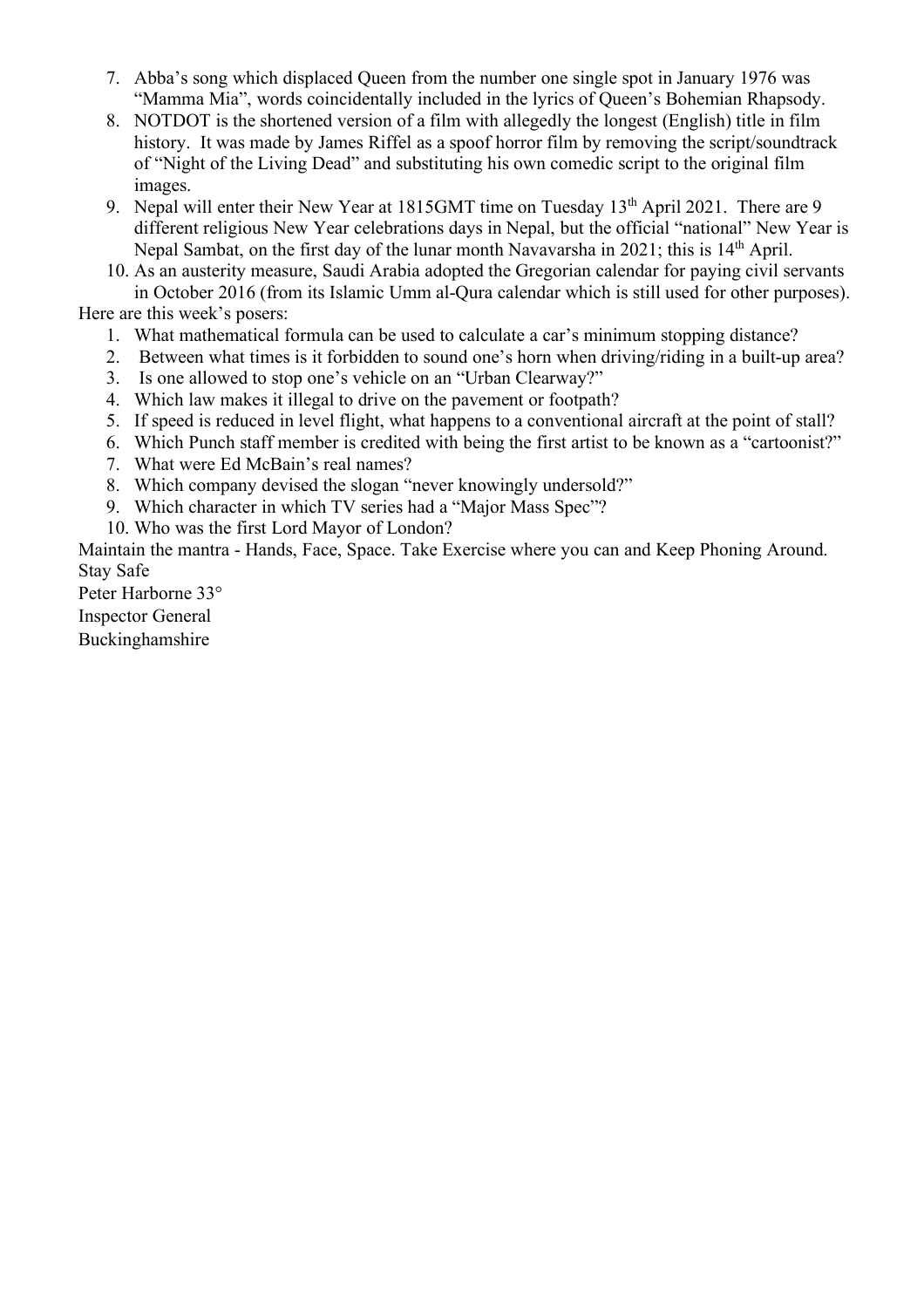7. Abba's song which displaced Queen from the number one single spot in January 1976 was "Mamma Mia", words coincidentally included in the lyrics of Queen's Bohemian Rhapsody.
8. NOTDOT is the shortened version of a film with allegedly the longest (English) title in film history. It was made by James Riffel as a spoof horror film by removing the script/soundtrack of "Night of the Living Dead" and substituting his own comedic script to the original film images.
9. Nepal will enter their New Year at 1815GMT time on Tuesday 13th April 2021. There are 9 different religious New Year celebrations days in Nepal, but the official "national" New Year is Nepal Sambat, on the first day of the lunar month Navavarsha in 2021; this is 14th April.
10. As an austerity measure, Saudi Arabia adopted the Gregorian calendar for paying civil servants in October 2016 (from its Islamic Umm al-Qura calendar which is still used for other purposes).

Here are this week's posers:

1. What mathematical formula can be used to calculate a car's minimum stopping distance?
2. Between what times is it forbidden to sound one's horn when driving/riding in a built-up area?
3. Is one allowed to stop one's vehicle on an "Urban Clearway?"
4. Which law makes it illegal to drive on the pavement or footpath?
5. If speed is reduced in level flight, what happens to a conventional aircraft at the point of stall?
6. Which Punch staff member is credited with being the first artist to be known as a "cartoonist?"
7. What were Ed McBain's real names?
8. Which company devised the slogan "never knowingly undersold?"
9. Which character in which TV series had a "Major Mass Spec"?
10. Who was the first Lord Mayor of London?

Maintain the mantra - Hands, Face, Space. Take Exercise where you can and Keep Phoning Around.

Stay Safe

Peter Harborne 33°

Inspector General

Buckinghamshire